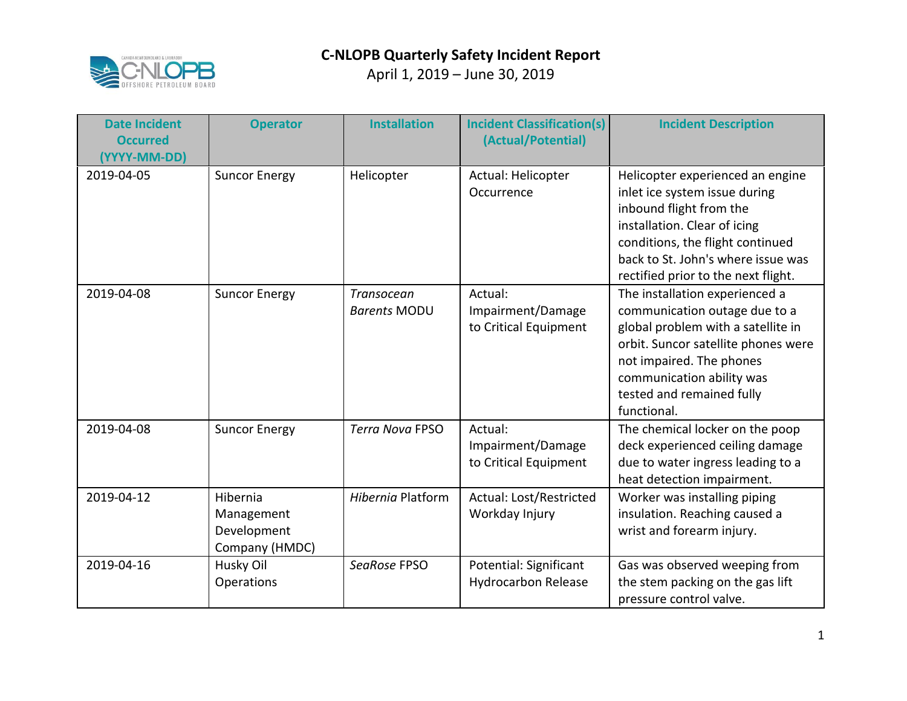# C-NLOPB Quarterly Safety Incident Report

April 1, 2019 – June 30, 2019

| Date Incident Occurred (YYYY-MM-DD) | Operator | Installation | Incident Classification(s) (Actual/Potential) | Incident Description |
|---|---|---|---|---|
| 2019-04-05 | Suncor Energy | Helicopter | Actual: Helicopter Occurrence | Helicopter experienced an engine inlet ice system issue during inbound flight from the installation. Clear of icing conditions, the flight continued back to St. John's where issue was rectified prior to the next flight. |
| 2019-04-08 | Suncor Energy | *Transocean Barents* MODU | Actual: Impairment/Damage to Critical Equipment | The installation experienced a communication outage due to a global problem with a satellite in orbit. Suncor satellite phones were not impaired. The phones communication ability was tested and remained fully functional. |
| 2019-04-08 | Suncor Energy | *Terra Nova* FPSO | Actual: Impairment/Damage to Critical Equipment | The chemical locker on the poop deck experienced ceiling damage due to water ingress leading to a heat detection impairment. |
| 2019-04-12 | Hibernia Management Development Company (HMDC) | *Hibernia* Platform | Actual: Lost/Restricted Workday Injury | Worker was installing piping insulation. Reaching caused a wrist and forearm injury. |
| 2019-04-16 | Husky Oil Operations | *SeaRose* FPSO | Potential: Significant Hydrocarbon Release | Gas was observed weeping from the stem packing on the gas lift pressure control valve. |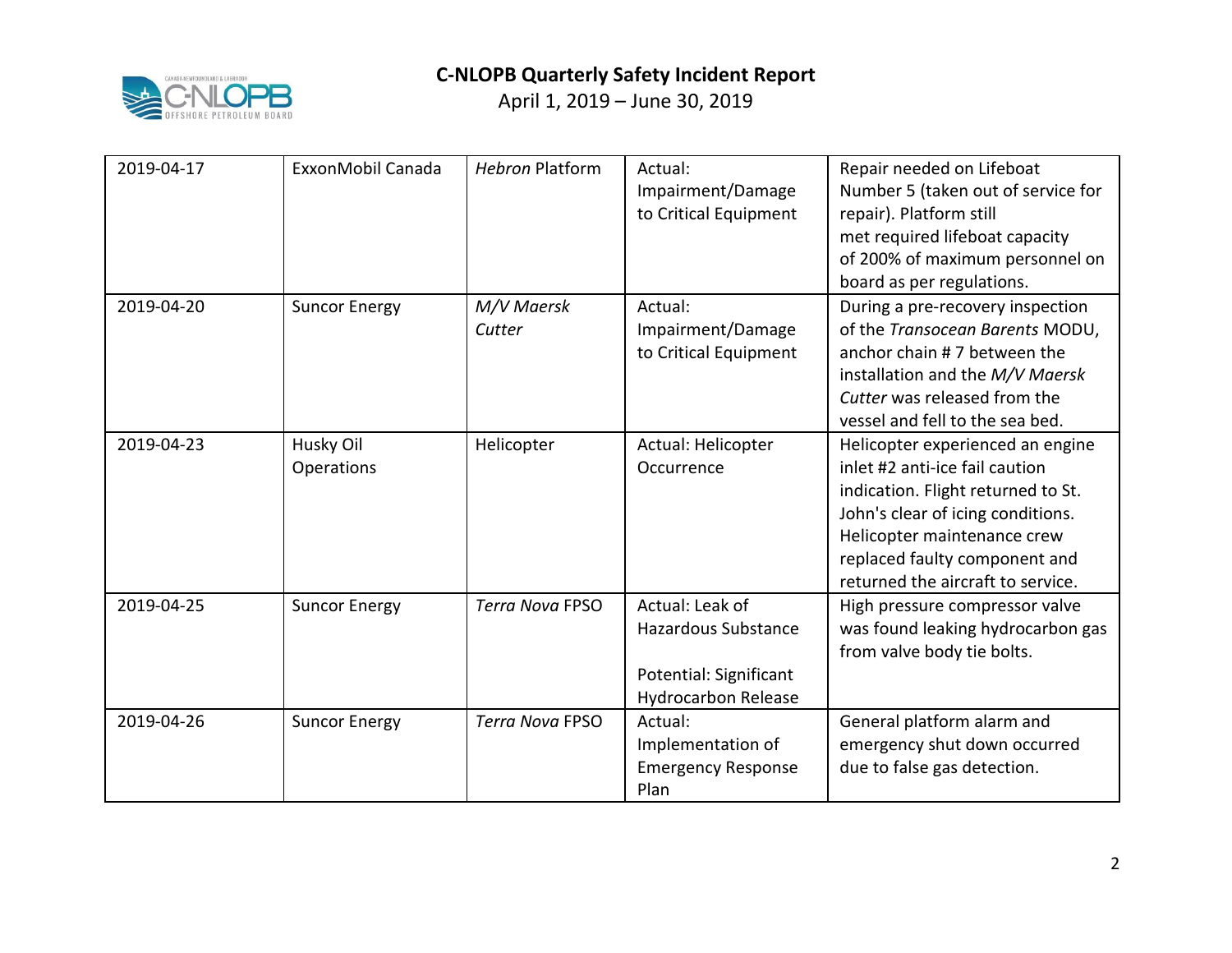| 2019-04-17 | ExxonMobil Canada | *Hebron* Platform | Actual: Impairment/Damage to Critical Equipment | Repair needed on Lifeboat Number 5 (taken out of service for repair). Platform still met required lifeboat capacity of 200% of maximum personnel on board as per regulations. |
|---|---|---|---|---|
| 2019-04-20 | Suncor Energy | *M/V Maersk Cutter* | Actual: Impairment/Damage to Critical Equipment | During a pre-recovery inspection of the *Transocean Barents* MODU, anchor chain # 7 between the installation and the *M/V Maersk Cutter* was released from the vessel and fell to the sea bed. |
| 2019-04-23 | Husky Oil Operations | Helicopter | Actual: Helicopter Occurrence | Helicopter experienced an engine inlet #2 anti-ice fail caution indication. Flight returned to St. John's clear of icing conditions. Helicopter maintenance crew replaced faulty component and returned the aircraft to service. |
| 2019-04-25 | Suncor Energy | *Terra Nova* FPSO | Actual: Leak of Hazardous Substance<br><br>Potential: Significant Hydrocarbon Release | High pressure compressor valve was found leaking hydrocarbon gas from valve body tie bolts. |
| 2019-04-26 | Suncor Energy | *Terra Nova* FPSO | Actual: Implementation of Emergency Response Plan | General platform alarm and emergency shut down occurred due to false gas detection. |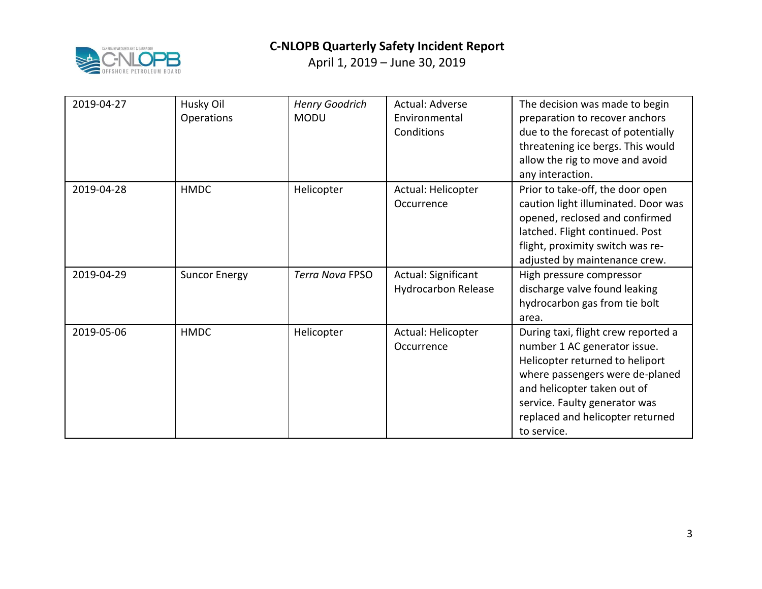| 2019-04-27 | Husky Oil Operations | *Henry Goodrich* MODU | Actual: Adverse Environmental Conditions | The decision was made to begin preparation to recover anchors due to the forecast of potentially threatening ice bergs. This would allow the rig to move and avoid any interaction. |
|---|---|---|---|---|
| 2019-04-28 | HMDC | Helicopter | Actual: Helicopter Occurrence | Prior to take-off, the door open caution light illuminated. Door was opened, reclosed and confirmed latched. Flight continued. Post flight, proximity switch was re-adjusted by maintenance crew. |
| 2019-04-29 | Suncor Energy | *Terra Nova* FPSO | Actual: Significant Hydrocarbon Release | High pressure compressor discharge valve found leaking hydrocarbon gas from tie bolt area. |
| 2019-05-06 | HMDC | Helicopter | Actual: Helicopter Occurrence | During taxi, flight crew reported a number 1 AC generator issue. Helicopter returned to heliport where passengers were de-planed and helicopter taken out of service. Faulty generator was replaced and helicopter returned to service. |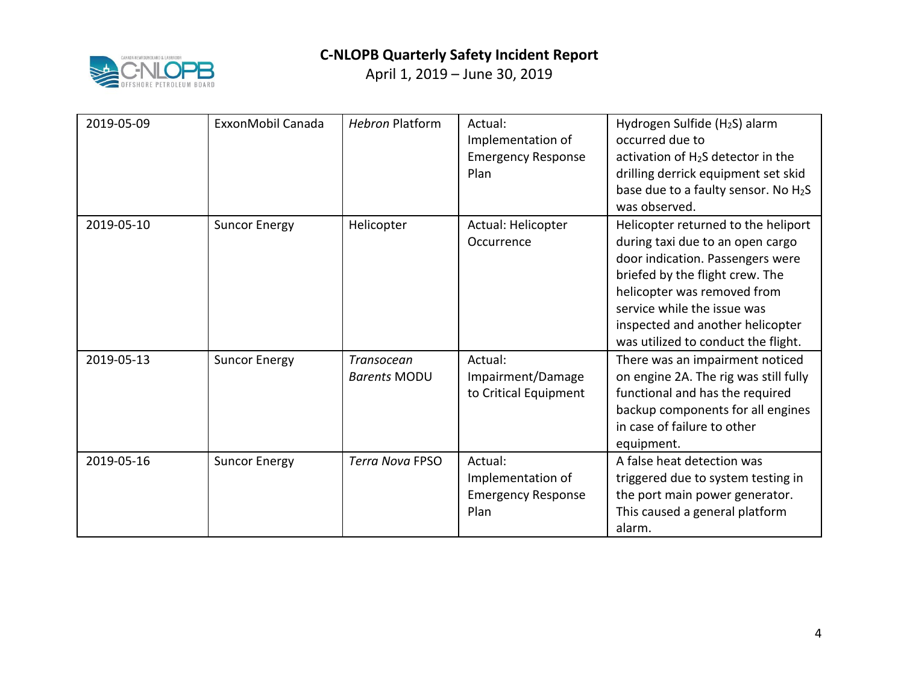| 2019-05-09 | ExxonMobil Canada | *Hebron* Platform | Actual: Implementation of Emergency Response Plan | Hydrogen Sulfide ($H_2S$) alarm occurred due to activation of $H_2S$ detector in the drilling derrick equipment set skid base due to a faulty sensor. No $H_2S$ was observed. |
|---|---|---|---|---|
| 2019-05-10 | Suncor Energy | Helicopter | Actual: Helicopter Occurrence | Helicopter returned to the heliport during taxi due to an open cargo door indication. Passengers were briefed by the flight crew. The helicopter was removed from service while the issue was inspected and another helicopter was utilized to conduct the flight. |
| 2019-05-13 | Suncor Energy | *Transocean Barents* MODU | Actual: Impairment/Damage to Critical Equipment | There was an impairment noticed on engine 2A. The rig was still fully functional and has the required backup components for all engines in case of failure to other equipment. |
| 2019-05-16 | Suncor Energy | *Terra Nova* FPSO | Actual: Implementation of Emergency Response Plan | A false heat detection was triggered due to system testing in the port main power generator. This caused a general platform alarm. |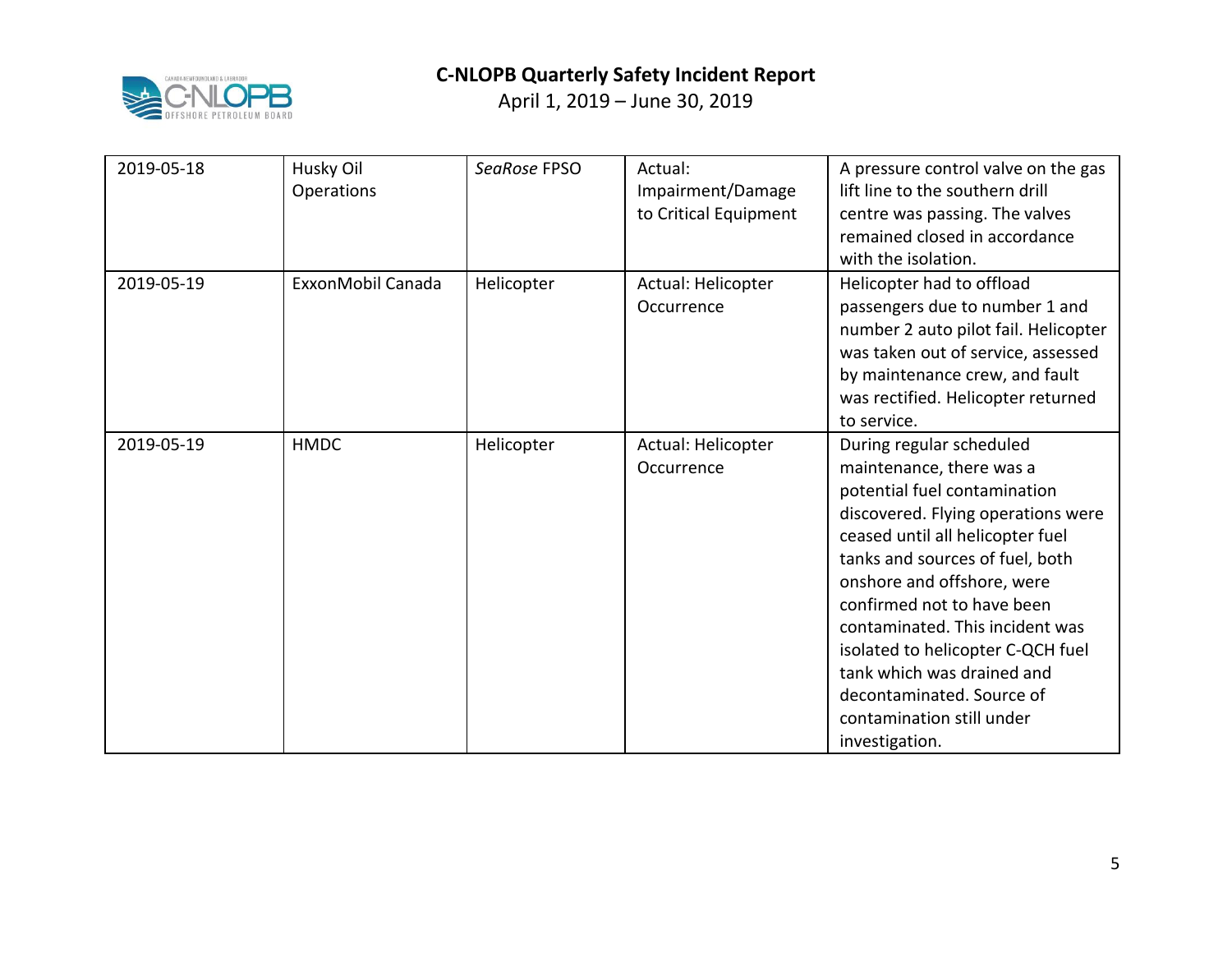| 2019-05-18 | Husky Oil Operations | *SeaRose* FPSO | Actual: Impairment/Damage to Critical Equipment | A pressure control valve on the gas lift line to the southern drill centre was passing. The valves remained closed in accordance with the isolation. |
|---|---|---|---|---|
| 2019-05-19 | ExxonMobil Canada | Helicopter | Actual: Helicopter Occurrence | Helicopter had to offload passengers due to number 1 and number 2 auto pilot fail. Helicopter was taken out of service, assessed by maintenance crew, and fault was rectified. Helicopter returned to service. |
| 2019-05-19 | HMDC | Helicopter | Actual: Helicopter Occurrence | During regular scheduled maintenance, there was a potential fuel contamination discovered. Flying operations were ceased until all helicopter fuel tanks and sources of fuel, both onshore and offshore, were confirmed not to have been contaminated. This incident was isolated to helicopter C-QCH fuel tank which was drained and decontaminated. Source of contamination still under investigation. |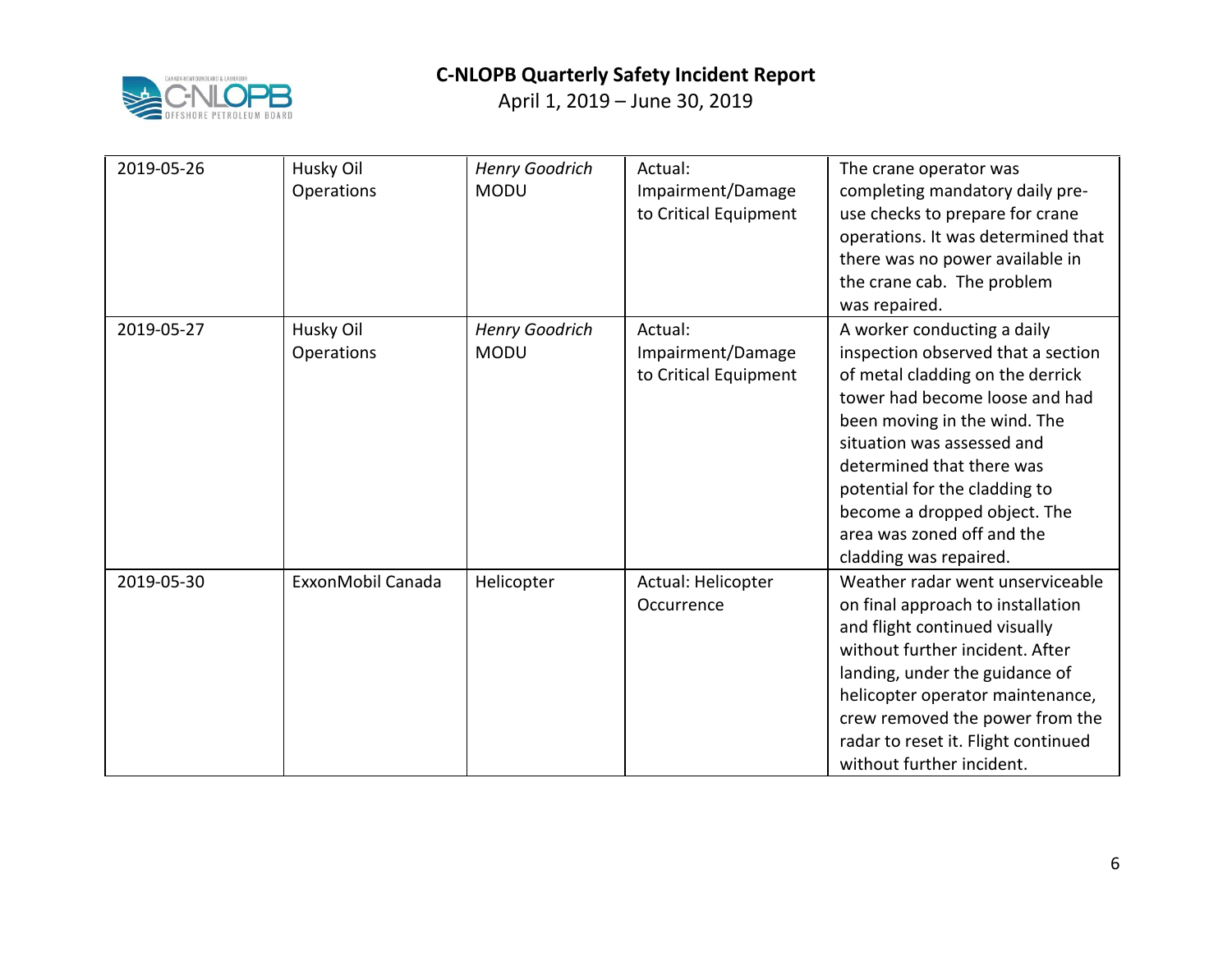| 2019-05-26 | Husky Oil Operations | *Henry Goodrich* MODU | Actual: Impairment/Damage to Critical Equipment | The crane operator was completing mandatory daily pre-use checks to prepare for crane operations. It was determined that there was no power available in the crane cab. The problem was repaired. |
|---|---|---|---|---|
| 2019-05-27 | Husky Oil Operations | *Henry Goodrich* MODU | Actual: Impairment/Damage to Critical Equipment | A worker conducting a daily inspection observed that a section of metal cladding on the derrick tower had become loose and had been moving in the wind. The situation was assessed and determined that there was potential for the cladding to become a dropped object. The area was zoned off and the cladding was repaired. |
| 2019-05-30 | ExxonMobil Canada | Helicopter | Actual: Helicopter Occurrence | Weather radar went unserviceable on final approach to installation and flight continued visually without further incident. After landing, under the guidance of helicopter operator maintenance, crew removed the power from the radar to reset it. Flight continued without further incident. |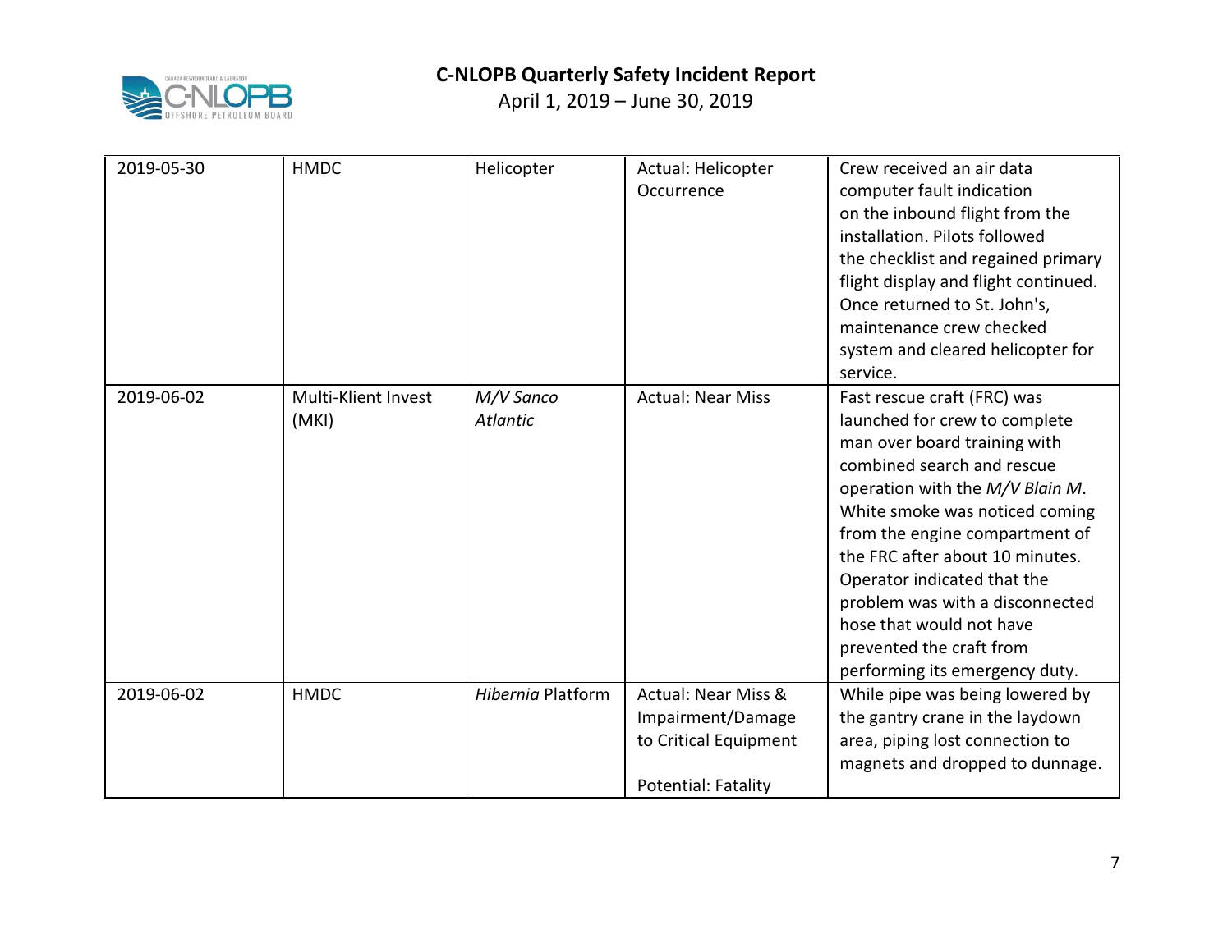| 2019-05-30 | HMDC | Helicopter | Actual: Helicopter Occurrence | Crew received an air data computer fault indication on the inbound flight from the installation. Pilots followed the checklist and regained primary flight display and flight continued. Once returned to St. John's, maintenance crew checked system and cleared helicopter for service. |
|---|---|---|---|---|
| 2019-06-02 | Multi-Klient Invest (MKI) | *M/V Sanco Atlantic* | Actual: Near Miss | Fast rescue craft (FRC) was launched for crew to complete man over board training with combined search and rescue operation with the *M/V Blain M*. White smoke was noticed coming from the engine compartment of the FRC after about 10 minutes. Operator indicated that the problem was with a disconnected hose that would not have prevented the craft from performing its emergency duty. |
| 2019-06-02 | HMDC | *Hibernia* Platform | Actual: Near Miss & Impairment/Damage to Critical Equipment<br><br>Potential: Fatality | While pipe was being lowered by the gantry crane in the laydown area, piping lost connection to magnets and dropped to dunnage. |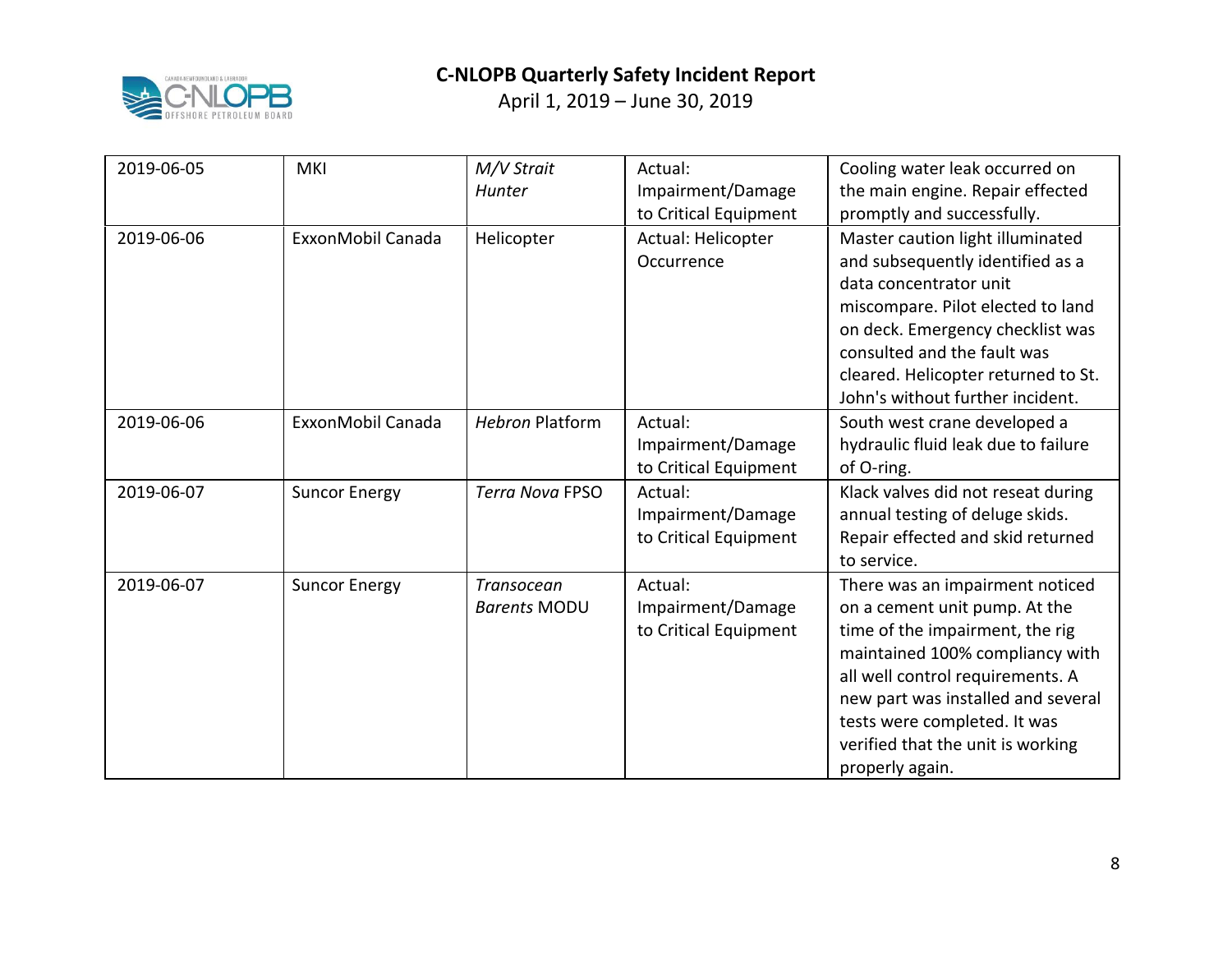| 2019-06-05 | MKI | *M/V Strait Hunter* | Actual: Impairment/Damage to Critical Equipment | Cooling water leak occurred on the main engine. Repair effected promptly and successfully. |
|---|---|---|---|---|
| 2019-06-06 | ExxonMobil Canada | Helicopter | Actual: Helicopter Occurrence | Master caution light illuminated and subsequently identified as a data concentrator unit miscompare. Pilot elected to land on deck. Emergency checklist was consulted and the fault was cleared. Helicopter returned to St. John's without further incident. |
| 2019-06-06 | ExxonMobil Canada | *Hebron* Platform | Actual: Impairment/Damage to Critical Equipment | South west crane developed a hydraulic fluid leak due to failure of O-ring. |
| 2019-06-07 | Suncor Energy | *Terra Nova* FPSO | Actual: Impairment/Damage to Critical Equipment | Klack valves did not reseat during annual testing of deluge skids. Repair effected and skid returned to service. |
| 2019-06-07 | Suncor Energy | *Transocean Barents* MODU | Actual: Impairment/Damage to Critical Equipment | There was an impairment noticed on a cement unit pump. At the time of the impairment, the rig maintained 100% compliancy with all well control requirements. A new part was installed and several tests were completed. It was verified that the unit is working properly again. |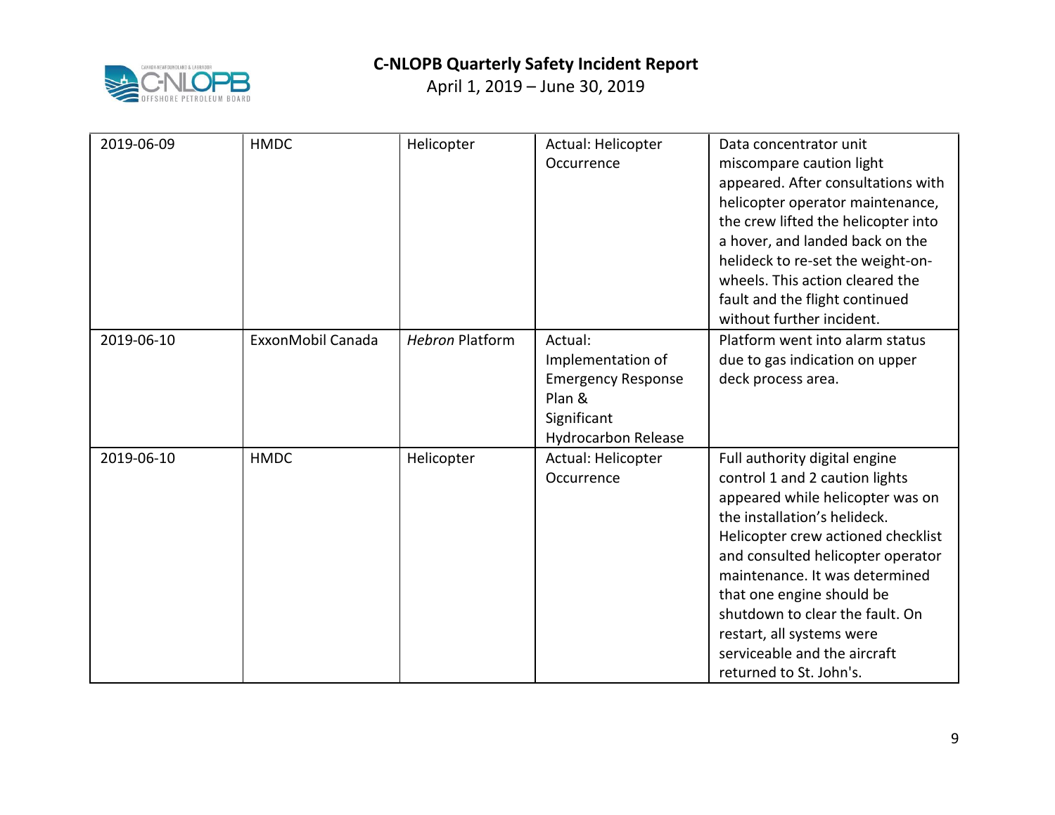| 2019-06-09 | HMDC | Helicopter | Actual: Helicopter Occurrence | Data concentrator unit miscompare caution light appeared. After consultations with helicopter operator maintenance, the crew lifted the helicopter into a hover, and landed back on the helideck to re-set the weight-on-wheels. This action cleared the fault and the flight continued without further incident. |
|---|---|---|---|---|
| 2019-06-10 | ExxonMobil Canada | *Hebron* Platform | Actual: Implementation of Emergency Response Plan & Significant Hydrocarbon Release | Platform went into alarm status due to gas indication on upper deck process area. |
| 2019-06-10 | HMDC | Helicopter | Actual: Helicopter Occurrence | Full authority digital engine control 1 and 2 caution lights appeared while helicopter was on the installation's helideck. Helicopter crew actioned checklist and consulted helicopter operator maintenance. It was determined that one engine should be shutdown to clear the fault. On restart, all systems were serviceable and the aircraft returned to St. John's. |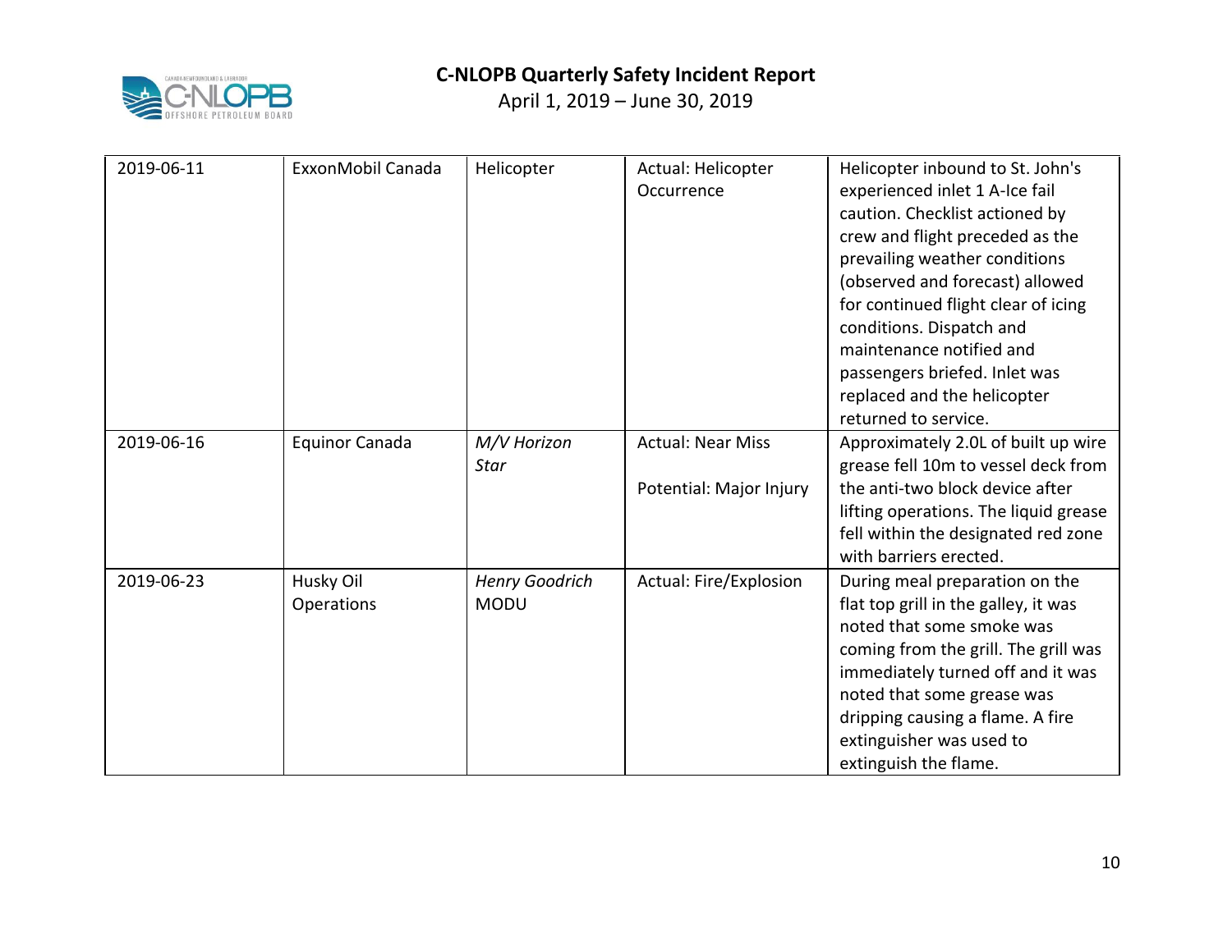| 2019-06-11 | ExxonMobil Canada | Helicopter | Actual: Helicopter Occurrence | Helicopter inbound to St. John's experienced inlet 1 A-Ice fail caution. Checklist actioned by crew and flight preceded as the prevailing weather conditions (observed and forecast) allowed for continued flight clear of icing conditions. Dispatch and maintenance notified and passengers briefed. Inlet was replaced and the helicopter returned to service. |
|---|---|---|---|---|
| 2019-06-16 | Equinor Canada | *M/V Horizon Star* | Actual: Near Miss<br><br>Potential: Major Injury | Approximately 2.0L of built up wire grease fell 10m to vessel deck from the anti-two block device after lifting operations. The liquid grease fell within the designated red zone with barriers erected. |
| 2019-06-23 | Husky Oil Operations | *Henry Goodrich* MODU | Actual: Fire/Explosion | During meal preparation on the flat top grill in the galley, it was noted that some smoke was coming from the grill. The grill was immediately turned off and it was noted that some grease was dripping causing a flame. A fire extinguisher was used to extinguish the flame. |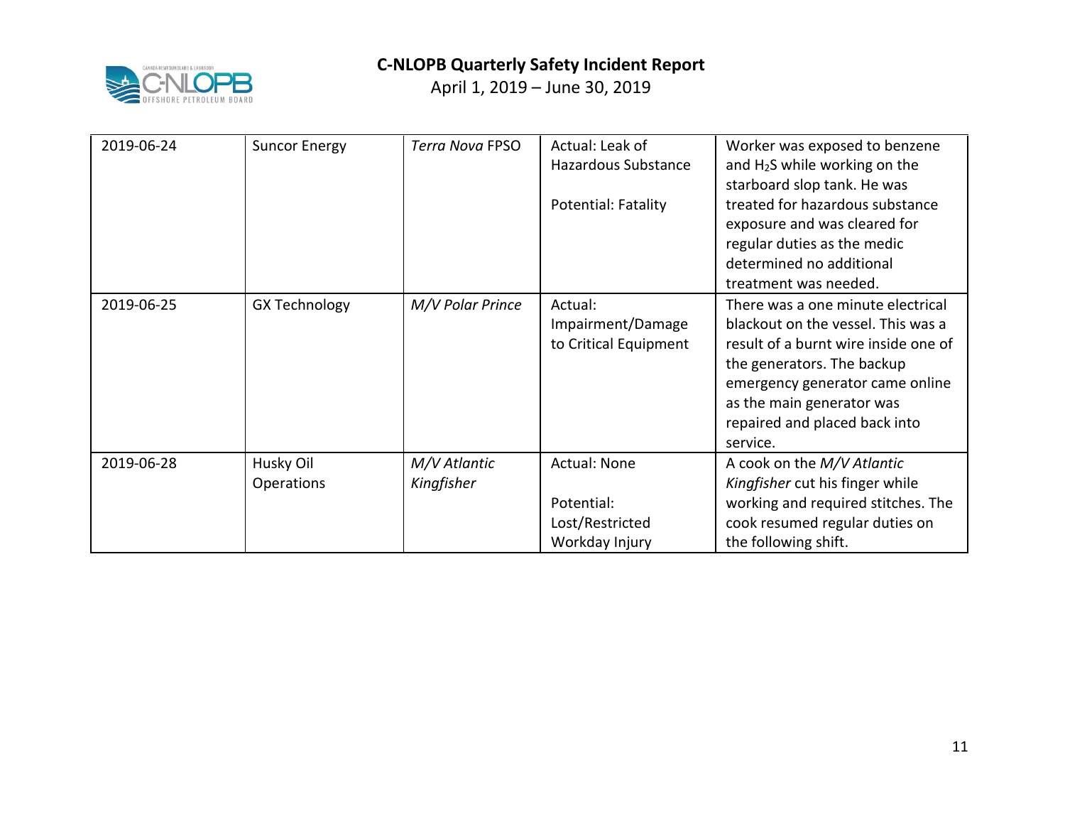| | | | | |
|---|---|---|---|---|
| 2019-06-24 | Suncor Energy | *Terra Nova* FPSO | Actual: Leak of Hazardous Substance<br><br>Potential: Fatality | Worker was exposed to benzene and $H_2S$ while working on the starboard slop tank. He was treated for hazardous substance exposure and was cleared for regular duties as the medic determined no additional treatment was needed. |
| 2019-06-25 | GX Technology | *M/V Polar Prince* | Actual: Impairment/Damage to Critical Equipment | There was a one minute electrical blackout on the vessel. This was a result of a burnt wire inside one of the generators. The backup emergency generator came online as the main generator was repaired and placed back into service. |
| 2019-06-28 | Husky Oil Operations | *M/V Atlantic Kingfisher* | Actual: None<br><br>Potential: Lost/Restricted Workday Injury | A cook on the *M/V Atlantic Kingfisher* cut his finger while working and required stitches. The cook resumed regular duties on the following shift. |